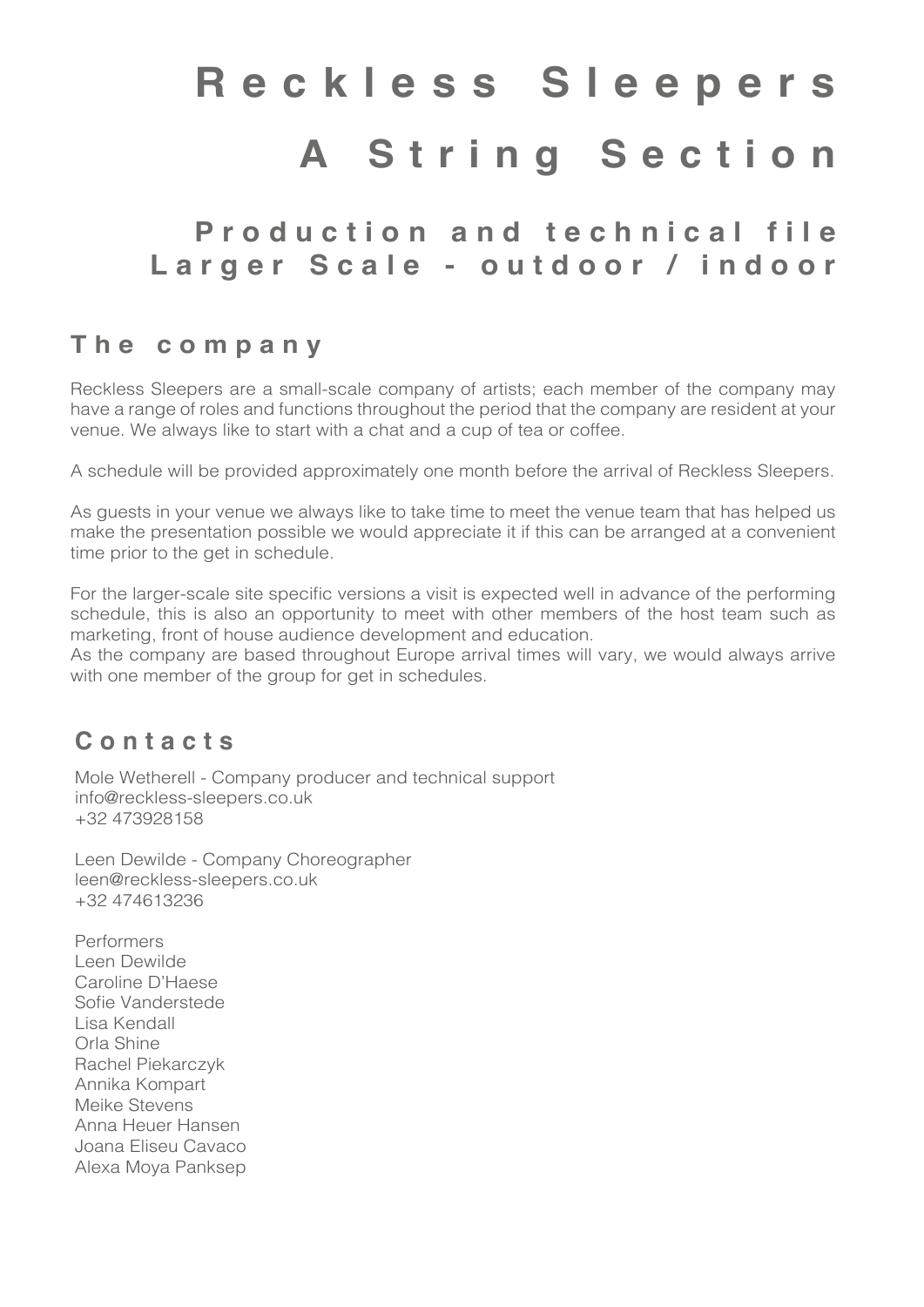# Reckless Sleepers

# A String Section

## Production and technical file
## Larger Scale - outdoor / indoor

## The company

Reckless Sleepers are a small-scale company of artists; each member of the company may have a range of roles and functions throughout the period that the company are resident at your venue. We always like to start with a chat and a cup of tea or coffee.

A schedule will be provided approximately one month before the arrival of Reckless Sleepers.

As guests in your venue we always like to take time to meet the venue team that has helped us make the presentation possible we would appreciate it if this can be arranged at a convenient time prior to the get in schedule.

For the larger-scale site specific versions a visit is expected well in advance of the performing schedule, this is also an opportunity to meet with other members of the host team such as marketing, front of house audience development and education.
As the company are based throughout Europe arrival times will vary, we would always arrive with one member of the group for get in schedules.

## Contacts

Mole Wetherell - Company producer and technical support
info@reckless-sleepers.co.uk
+32 473928158

Leen Dewilde - Company Choreographer
leen@reckless-sleepers.co.uk
+32 474613236

Performers
Leen Dewilde
Caroline D'Haese
Sofie Vanderstede
Lisa Kendall
Orla Shine
Rachel Piekarczyk
Annika Kompart
Meike Stevens
Anna Heuer Hansen
Joana Eliseu Cavaco
Alexa Moya Panksep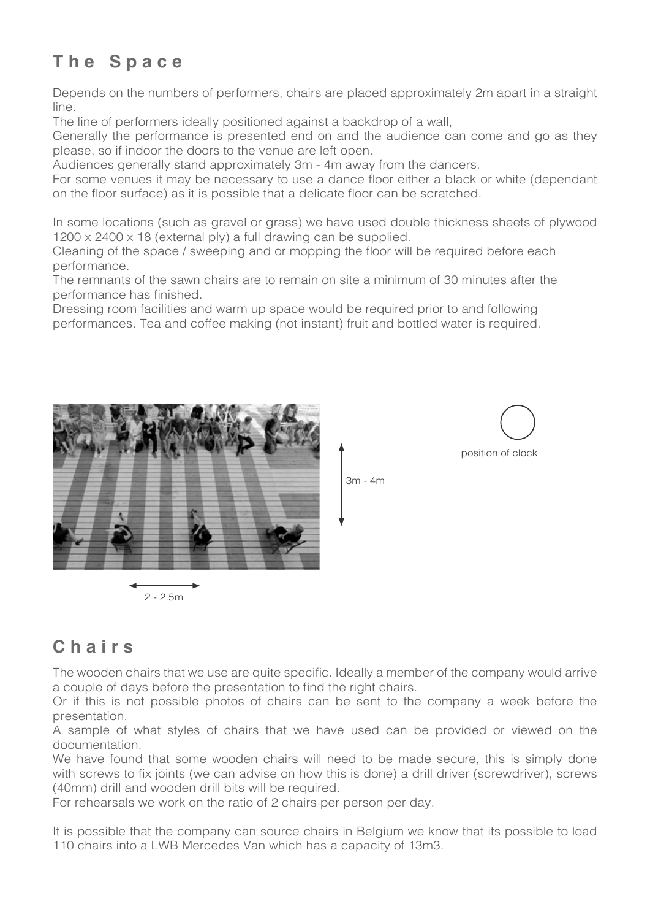## The Space

Depends on the numbers of performers, chairs are placed approximately 2m apart in a straight line.
The line of performers ideally positioned against a backdrop of a wall,
Generally the performance is presented end on and the audience can come and go as they please, so if indoor the doors to the venue are left open.
Audiences generally stand approximately 3m - 4m away from the dancers.
For some venues it may be necessary to use a dance floor either a black or white (dependant on the floor surface) as it is possible that a delicate floor can be scratched.

In some locations (such as gravel or grass) we have used double thickness sheets of plywood 1200 x 2400 x 18 (external ply) a full drawing can be supplied.
Cleaning of the space / sweeping and or mopping the floor will be required before each performance.
The remnants of the sawn chairs are to remain on site a minimum of 30 minutes after the performance has finished.
Dressing room facilities and warm up space would be required prior to and following performances. Tea and coffee making (not instant) fruit and bottled water is required.

3m - 4m

position of clock

2 - 2.5m

## Chairs

The wooden chairs that we use are quite specific. Ideally a member of the company would arrive a couple of days before the presentation to find the right chairs.
Or if this is not possible photos of chairs can be sent to the company a week before the presentation.
A sample of what styles of chairs that we have used can be provided or viewed on the documentation.
We have found that some wooden chairs will need to be made secure, this is simply done with screws to fix joints (we can advise on how this is done) a drill driver (screwdriver), screws (40mm) drill and wooden drill bits will be required.
For rehearsals we work on the ratio of 2 chairs per person per day.

It is possible that the company can source chairs in Belgium we know that its possible to load 110 chairs into a LWB Mercedes Van which has a capacity of 13m3.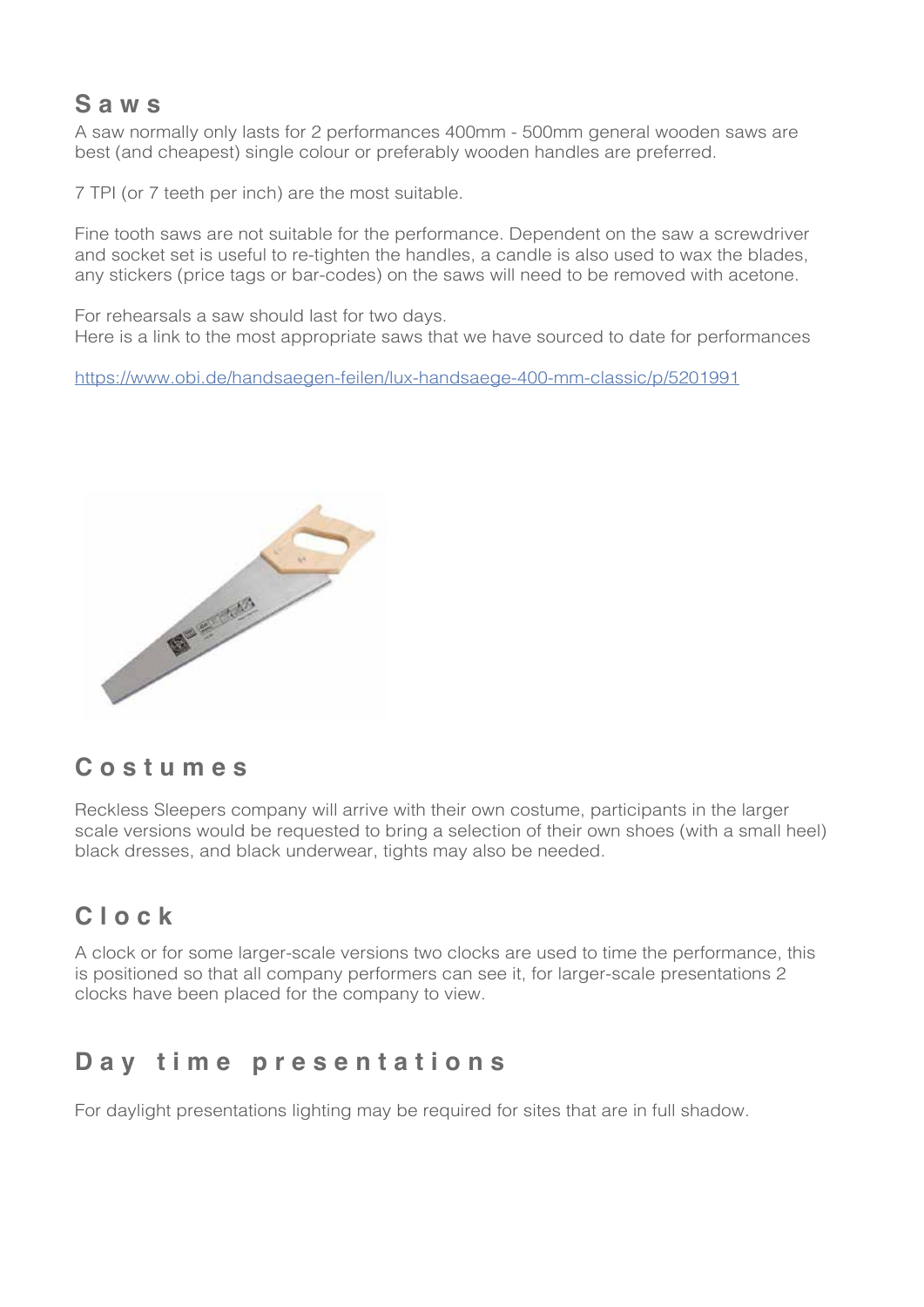## Saws

A saw normally only lasts for 2 performances 400mm - 500mm general wooden saws are best (and cheapest) single colour or preferably wooden handles are preferred.

7 TPI (or 7 teeth per inch) are the most suitable.

Fine tooth saws are not suitable for the performance. Dependent on the saw a screwdriver and socket set is useful to re-tighten the handles, a candle is also used to wax the blades, any stickers (price tags or bar-codes) on the saws will need to be removed with acetone.

For rehearsals a saw should last for two days.
Here is a link to the most appropriate saws that we have sourced to date for performances

https://www.obi.de/handsaegen-feilen/lux-handsaege-400-mm-classic/p/5201991

## Costumes

Reckless Sleepers company will arrive with their own costume, participants in the larger scale versions would be requested to bring a selection of their own shoes (with a small heel) black dresses, and black underwear, tights may also be needed.

## Clock

A clock or for some larger-scale versions two clocks are used to time the performance, this is positioned so that all company performers can see it, for larger-scale presentations 2 clocks have been placed for the company to view.

## Day time presentations

For daylight presentations lighting may be required for sites that are in full shadow.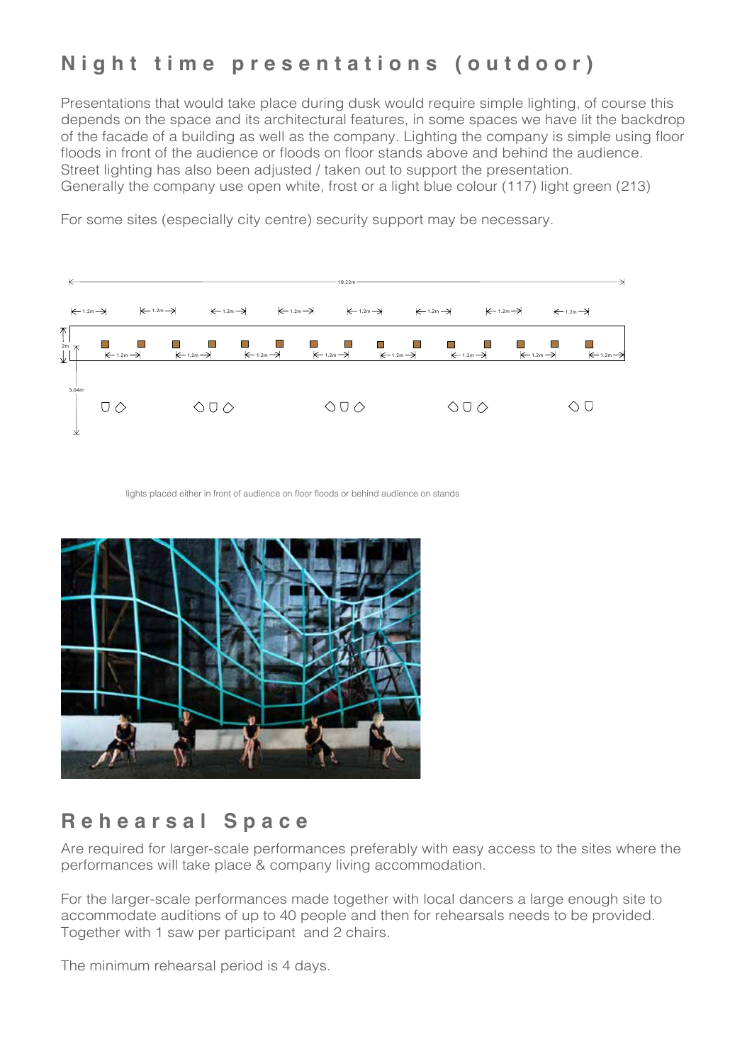## Night time presentations (outdoor)

Presentations that would take place during dusk would require simple lighting, of course this depends on the space and its architectural features, in some spaces we have lit the backdrop of the facade of a building as well as the company. Lighting the company is simple using floor floods in front of the audience or floods on floor stands above and behind the audience. Street lighting has also been adjusted / taken out to support the presentation. Generally the company use open white, frost or a light blue colour (117) light green (213)

For some sites (especially city centre) security support may be necessary.

lights placed either in front of audience on floor floods or behind audience on stands

## Rehearsal Space

Are required for larger-scale performances preferably with easy access to the sites where the performances will take place & company living accommodation.

For the larger-scale performances made together with local dancers a large enough site to accommodate auditions of up to 40 people and then for rehearsals needs to be provided. Together with 1 saw per participant and 2 chairs.

The minimum rehearsal period is 4 days.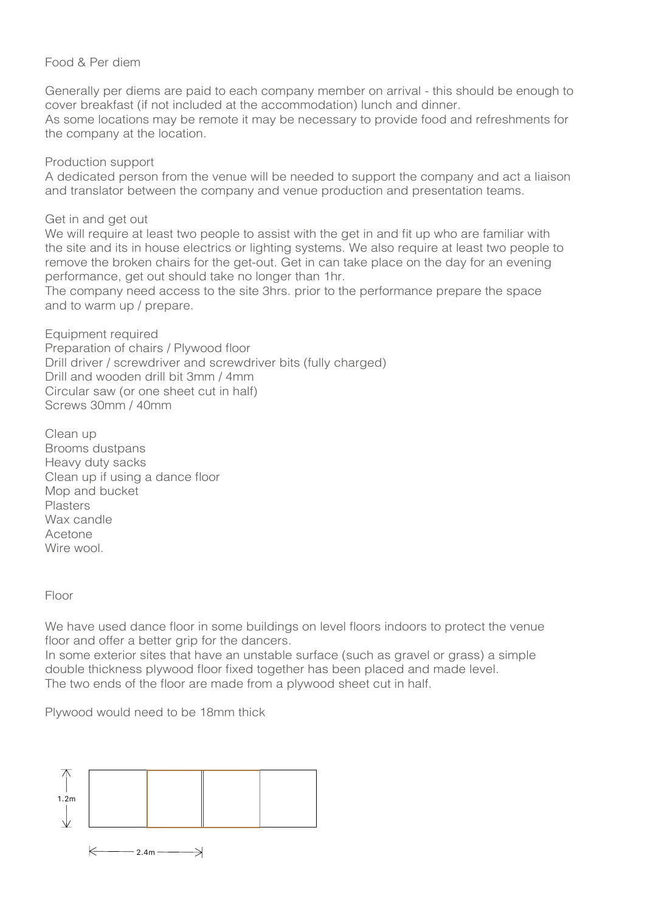## Food & Per diem

Generally per diems are paid to each company member on arrival - this should be enough to cover breakfast (if not included at the accommodation) lunch and dinner.
As some locations may be remote it may be necessary to provide food and refreshments for the company at the location.

## Production support

A dedicated person from the venue will be needed to support the company and act a liaison and translator between the company and venue production and presentation teams.

## Get in and get out

We will require at least two people to assist with the get in and fit up who are familiar with the site and its in house electrics or lighting systems. We also require at least two people to remove the broken chairs for the get-out. Get in can take place on the day for an evening performance, get out should take no longer than 1hr.
The company need access to the site 3hrs. prior to the performance prepare the space and to warm up / prepare.

## Equipment required

Preparation of chairs / Plywood floor
Drill driver / screwdriver and screwdriver bits (fully charged)
Drill and wooden drill bit 3mm / 4mm
Circular saw (or one sheet cut in half)
Screws 30mm / 40mm

## Clean up

Brooms dustpans
Heavy duty sacks
Clean up if using a dance floor
Mop and bucket
Plasters
Wax candle
Acetone
Wire wool.

## Floor

We have used dance floor in some buildings on level floors indoors to protect the venue floor and offer a better grip for the dancers.
In some exterior sites that have an unstable surface (such as gravel or grass) a simple double thickness plywood floor fixed together has been placed and made level.
The two ends of the floor are made from a plywood sheet cut in half.

Plywood would need to be 18mm thick

1.2m

2.4m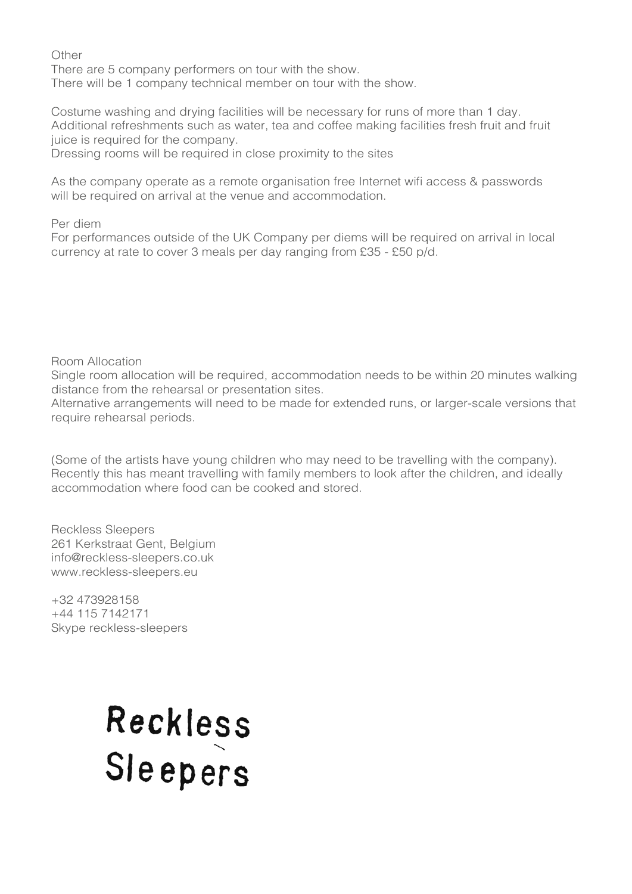Other

There are 5 company performers on tour with the show.
There will be 1 company technical member on tour with the show.

Costume washing and drying facilities will be necessary for runs of more than 1 day.
Additional refreshments such as water, tea and coffee making facilities fresh fruit and fruit juice is required for the company.
Dressing rooms will be required in close proximity to the sites

As the company operate as a remote organisation free Internet wifi access & passwords will be required on arrival at the venue and accommodation.

Per diem

For performances outside of the UK Company per diems will be required on arrival in local currency at rate to cover 3 meals per day ranging from £35 - £50 p/d.

Room Allocation

Single room allocation will be required, accommodation needs to be within 20 minutes walking distance from the rehearsal or presentation sites.
Alternative arrangements will need to be made for extended runs, or larger-scale versions that require rehearsal periods.

(Some of the artists have young children who may need to be travelling with the company).
Recently this has meant travelling with family members to look after the children, and ideally accommodation where food can be cooked and stored.

Reckless Sleepers
261 Kerkstraat Gent, Belgium
info@reckless-sleepers.co.uk
www.reckless-sleepers.eu

+32 473928158
+44 115 7142171
Skype reckless-sleepers

Reckless Sleepers